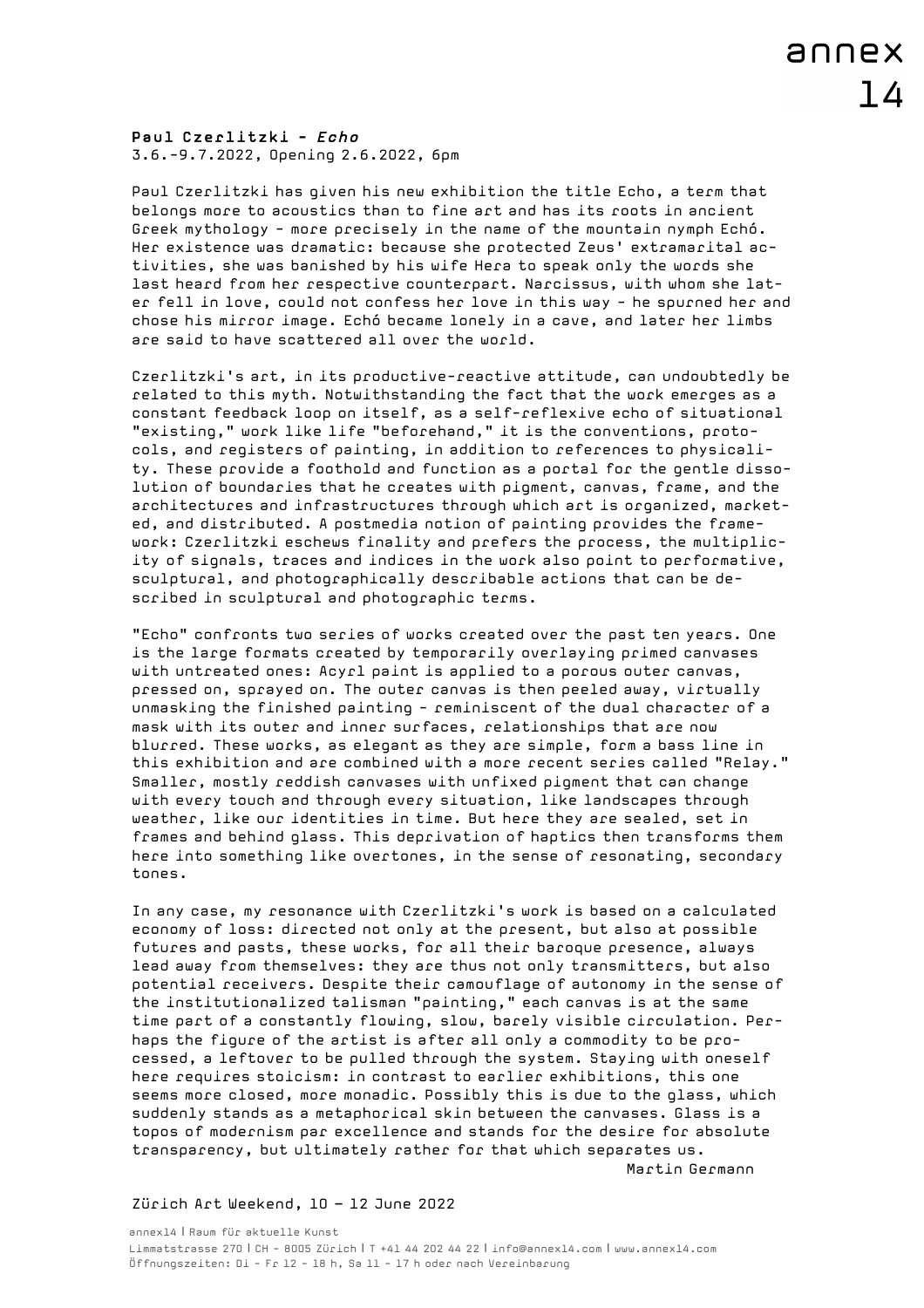**Paul Czerlitzki - *Echo***
3.6.-9.7.2022, Opening 2.6.2022, 6pm

Paul Czerlitzki has given his new exhibition the title Echo, a term that belongs more to acoustics than to fine art and has its roots in ancient Greek mythology - more precisely in the name of the mountain nymph Echó. Her existence was dramatic: because she protected Zeus' extramarital activities, she was banished by his wife Hera to speak only the words she last heard from her respective counterpart. Narcissus, with whom she later fell in love, could not confess her love in this way - he spurned her and chose his mirror image. Echó became lonely in a cave, and later her limbs are said to have scattered all over the world.

Czerlitzki's art, in its productive-reactive attitude, can undoubtedly be related to this myth. Notwithstanding the fact that the work emerges as a constant feedback loop on itself, as a self-reflexive echo of situational "existing," work like life "beforehand," it is the conventions, protocols, and registers of painting, in addition to references to physicality. These provide a foothold and function as a portal for the gentle dissolution of boundaries that he creates with pigment, canvas, frame, and the architectures and infrastructures through which art is organized, marketed, and distributed. A postmedia notion of painting provides the framework: Czerlitzki eschews finality and prefers the process, the multiplicity of signals, traces and indices in the work also point to performative, sculptural, and photographically describable actions that can be described in sculptural and photographic terms.

"Echo" confronts two series of works created over the past ten years. One is the large formats created by temporarily overlaying primed canvases with untreated ones: Acyrl paint is applied to a porous outer canvas, pressed on, sprayed on. The outer canvas is then peeled away, virtually unmasking the finished painting - reminiscent of the dual character of a mask with its outer and inner surfaces, relationships that are now blurred. These works, as elegant as they are simple, form a bass line in this exhibition and are combined with a more recent series called "Relay." Smaller, mostly reddish canvases with unfixed pigment that can change with every touch and through every situation, like landscapes through weather, like our identities in time. But here they are sealed, set in frames and behind glass. This deprivation of haptics then transforms them here into something like overtones, in the sense of resonating, secondary tones.

In any case, my resonance with Czerlitzki's work is based on a calculated economy of loss: directed not only at the present, but also at possible futures and pasts, these works, for all their baroque presence, always lead away from themselves: they are thus not only transmitters, but also potential receivers. Despite their camouflage of autonomy in the sense of the institutionalized talisman "painting," each canvas is at the same time part of a constantly flowing, slow, barely visible circulation. Perhaps the figure of the artist is after all only a commodity to be processed, a leftover to be pulled through the system. Staying with oneself here requires stoicism: in contrast to earlier exhibitions, this one seems more closed, more monadic. Possibly this is due to the glass, which suddenly stands as a metaphorical skin between the canvases. Glass is a topos of modernism par excellence and stands for the desire for absolute transparency, but ultimately rather for that which separates us.

Martin Germann

Zürich Art Weekend, 10 – 12 June 2022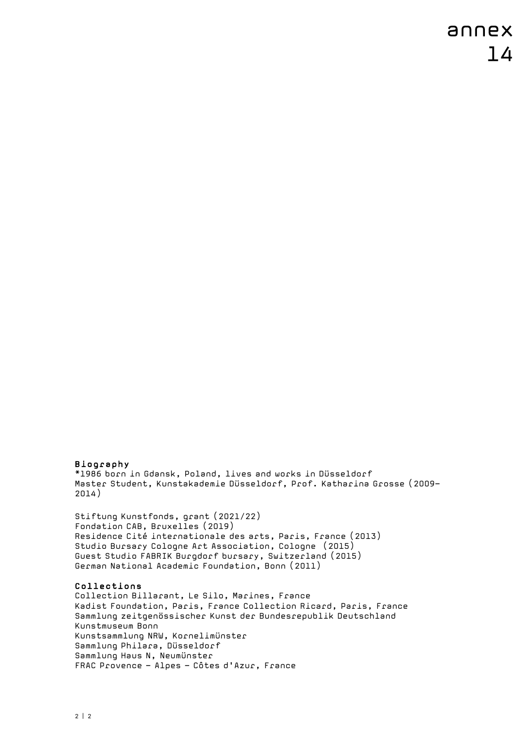# annex 14

### Biography

*1986 born in Gdansk, Poland, lives and works in Düsseldorf
Master Student, Kunstakademie Düsseldorf, Prof. Katharina Grosse (2009-2014)

Stiftung Kunstfonds, grant (2021/22)
Fondation CAB, Bruxelles (2019)
Residence Cité internationale des arts, Paris, France (2013)
Studio Bursary Cologne Art Association, Cologne (2015)
Guest Studio FABRIK Burgdorf bursary, Switzerland (2015)
German National Academic Foundation, Bonn (2011)

### Collections

Collection Billarant, Le Silo, Marines, France
Kadist Foundation, Paris, France Collection Ricard, Paris, France
Sammlung zeitgenössischer Kunst der Bundesrepublik Deutschland
Kunstmuseum Bonn
Kunstsammlung NRW, Kornelimünster
Sammlung Philara, Düsseldorf
Sammlung Haus N, Neumünster
FRAC Provence - Alpes - Côtes d'Azur, France